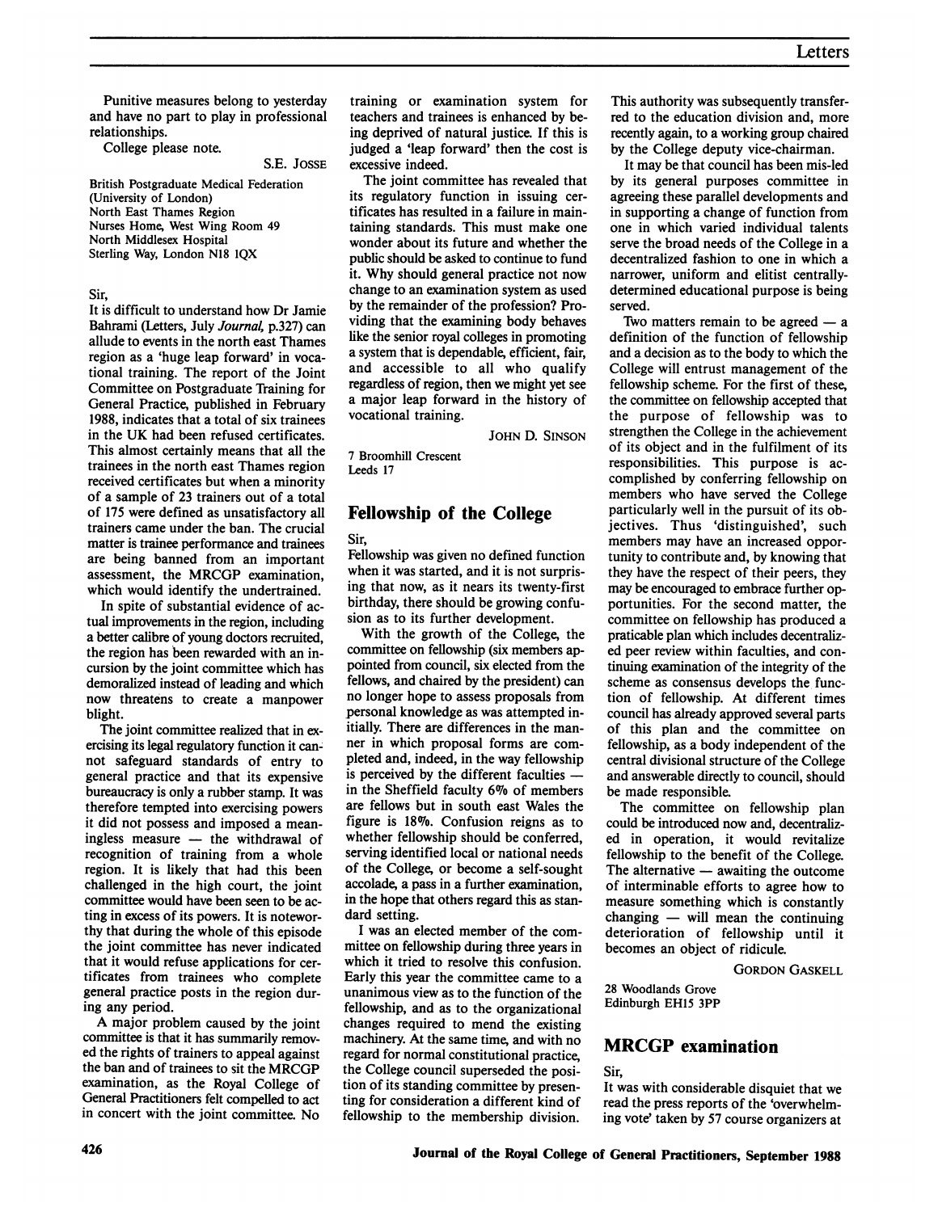Punitive measures belong to yesterday and have no part to play in professional relationships.

College please note.

S.E. JOSSE

British Postgraduate Medical Federation
(University of London)
North East Thames Region
Nurses Home, West Wing Room 49
North Middlesex Hospital
Sterling Way, London N18 1QX

Sir,

It is difficult to understand how Dr Jamie Bahrami (Letters, July *Journal*, p.327) can allude to events in the north east Thames region as a 'huge leap forward' in vocational training. The report of the Joint Committee on Postgraduate Training for General Practice, published in February 1988, indicates that a total of six trainees in the UK had been refused certificates. This almost certainly means that all the trainees in the north east Thames region received certificates but when a minority of a sample of 23 trainers out of a total of 175 were defined as unsatisfactory all trainers came under the ban. The crucial matter is trainee performance and trainees are being banned from an important assessment, the MRCGP examination, which would identify the undertrained.

In spite of substantial evidence of actual improvements in the region, including a better calibre of young doctors recruited, the region has been rewarded with an incursion by the joint committee which has demoralized instead of leading and which now threatens to create a manpower blight.

The joint committee realized that in exercising its legal regulatory function it cannot safeguard standards of entry to general practice and that its expensive bureaucracy is only a rubber stamp. It was therefore tempted into exercising powers it did not possess and imposed a meaningless measure — the withdrawal of recognition of training from a whole region. It is likely that had this been challenged in the high court, the joint committee would have been seen to be acting in excess of its powers. It is noteworthy that during the whole of this episode the joint committee has never indicated that it would refuse applications for certificates from trainees who complete general practice posts in the region during any period.

A major problem caused by the joint committee is that it has summarily removed the rights of trainers to appeal against the ban and of trainees to sit the MRCGP examination, as the Royal College of General Practitioners felt compelled to act in concert with the joint committee. No training or examination system for teachers and trainees is enhanced by being deprived of natural justice. If this is judged a 'leap forward' then the cost is excessive indeed.

The joint committee has revealed that its regulatory function in issuing certificates has resulted in a failure in maintaining standards. This must make one wonder about its future and whether the public should be asked to continue to fund it. Why should general practice not now change to an examination system as used by the remainder of the profession? Providing that the examining body behaves like the senior royal colleges in promoting a system that is dependable, efficient, fair, and accessible to all who qualify regardless of region, then we might yet see a major leap forward in the history of vocational training.

JOHN D. SINSON

7 Broomhill Crescent
Leeds 17

## Fellowship of the College

Sir,

Fellowship was given no defined function when it was started, and it is not surprising that now, as it nears its twenty-first birthday, there should be growing confusion as to its further development.

With the growth of the College, the committee on fellowship (six members appointed from council, six elected from the fellows, and chaired by the president) can no longer hope to assess proposals from personal knowledge as was attempted initially. There are differences in the manner in which proposal forms are completed and, indeed, in the way fellowship is perceived by the different faculties — in the Sheffield faculty 6% of members are fellows but in south east Wales the figure is 18%. Confusion reigns as to whether fellowship should be conferred, serving identified local or national needs of the College, or become a self-sought accolade, a pass in a further examination, in the hope that others regard this as standard setting.

I was an elected member of the committee on fellowship during three years in which it tried to resolve this confusion. Early this year the committee came to a unanimous view as to the function of the fellowship, and as to the organizational changes required to mend the existing machinery. At the same time, and with no regard for normal constitutional practice, the College council superseded the position of its standing committee by presenting for consideration a different kind of fellowship to the membership division. This authority was subsequently transferred to the education division and, more recently again, to a working group chaired by the College deputy vice-chairman.

It may be that council has been mis-led by its general purposes committee in agreeing these parallel developments and in supporting a change of function from one in which varied individual talents serve the broad needs of the College in a decentralized fashion to one in which a narrower, uniform and elitist centrally-determined educational purpose is being served.

Two matters remain to be agreed — a definition of the function of fellowship and a decision as to the body to which the College will entrust management of the fellowship scheme. For the first of these, the committee on fellowship accepted that the purpose of fellowship was to strengthen the College in the achievement of its object and in the fulfilment of its responsibilities. This purpose is accomplished by conferring fellowship on members who have served the College particularly well in the pursuit of its objectives. Thus 'distinguished', such members may have an increased opportunity to contribute and, by knowing that they have the respect of their peers, they may be encouraged to embrace further opportunities. For the second matter, the committee on fellowship has produced a praticable plan which includes decentralized peer review within faculties, and continuing examination of the integrity of the scheme as consensus develops the function of fellowship. At different times council has already approved several parts of this plan and the committee on fellowship, as a body independent of the central divisional structure of the College and answerable directly to council, should be made responsible.

The committee on fellowship plan could be introduced now and, decentralized in operation, it would revitalize fellowship to the benefit of the College. The alternative — awaiting the outcome of interminable efforts to agree how to measure something which is constantly changing — will mean the continuing deterioration of fellowship until it becomes an object of ridicule.

GORDON GASKELL

28 Woodlands Grove
Edinburgh EH15 3PP

## MRCGP examination

Sir,

It was with considerable disquiet that we read the press reports of the 'overwhelming vote' taken by 57 course organizers at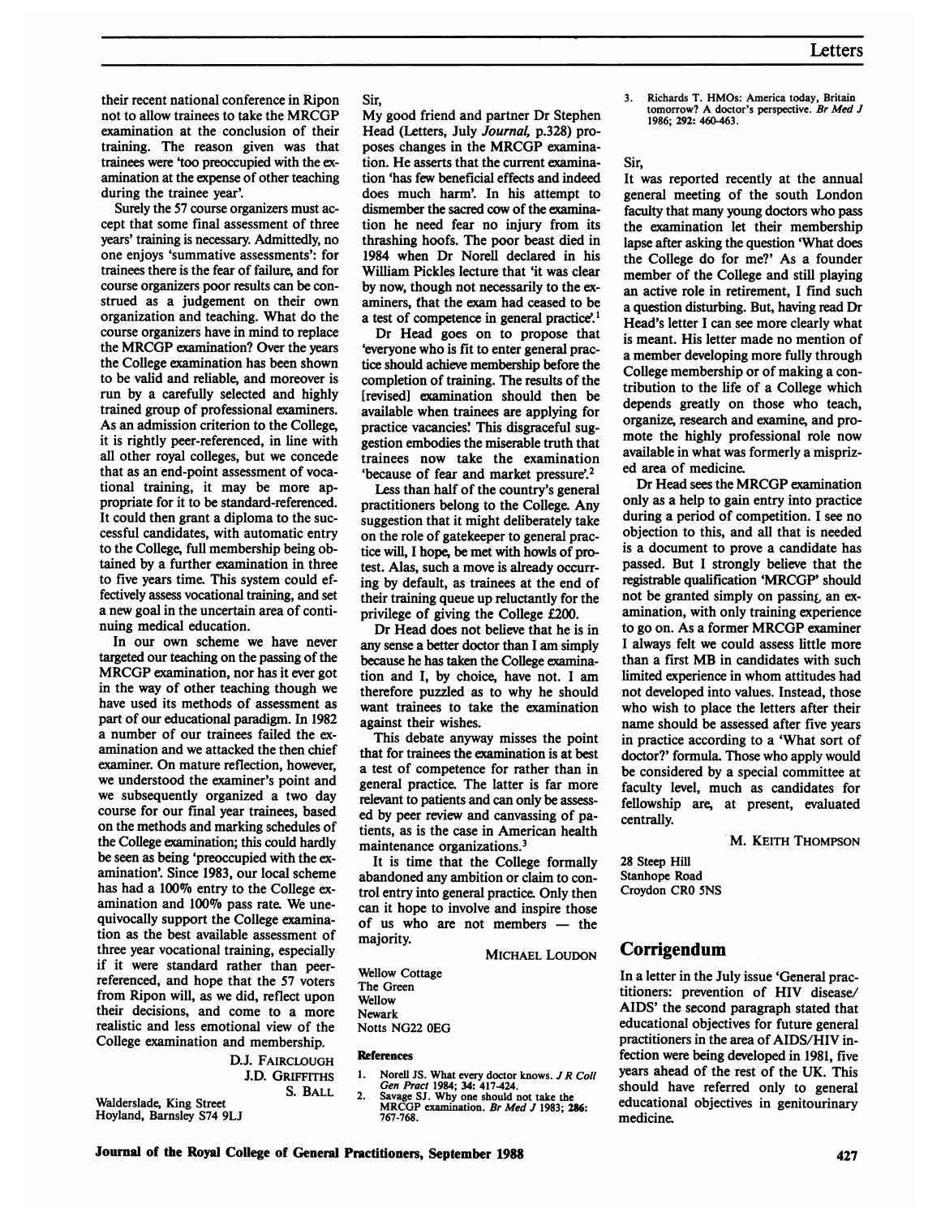their recent national conference in Ripon not to allow trainees to take the MRCGP examination at the conclusion of their training. The reason given was that trainees were 'too preoccupied with the examination at the expense of other teaching during the trainee year'.

Surely the 57 course organizers must accept that some final assessment of three years' training is necessary. Admittedly, no one enjoys 'summative assessments': for trainees there is the fear of failure, and for course organizers poor results can be construed as a judgement on their own organization and teaching. What do the course organizers have in mind to replace the MRCGP examination? Over the years the College examination has been shown to be valid and reliable, and moreover is run by a carefully selected and highly trained group of professional examiners. As an admission criterion to the College, it is rightly peer-referenced, in line with all other royal colleges, but we concede that as an end-point assessment of vocational training, it may be more appropriate for it to be standard-referenced. It could then grant a diploma to the successful candidates, with automatic entry to the College, full membership being obtained by a further examination in three to five years time. This system could effectively assess vocational training, and set a new goal in the uncertain area of continuing medical education.

In our own scheme we have never targeted our teaching on the passing of the MRCGP examination, nor has it ever got in the way of other teaching though we have used its methods of assessment as part of our educational paradigm. In 1982 a number of our trainees failed the examination and we attacked the then chief examiner. On mature reflection, however, we understood the examiner's point and we subsequently organized a two day course for our final year trainees, based on the methods and marking schedules of the College examination; this could hardly be seen as being 'preoccupied with the examination'. Since 1983, our local scheme has had a 100% entry to the College examination and 100% pass rate. We unequivocally support the College examination as the best available assessment of three year vocational training, especially if it were standard rather than peer-referenced, and hope that the 57 voters from Ripon will, as we did, reflect upon their decisions, and come to a more realistic and less emotional view of the College examination and membership.

D.J. FAIRCLOUGH
J.D. GRIFFITHS
S. BALL

Walderslade, King Street
Hoyland, Barnsley S74 9LJ

Sir,

My good friend and partner Dr Stephen Head (Letters, July *Journal*, p.328) proposes changes in the MRCGP examination. He asserts that the current examination 'has few beneficial effects and indeed does much harm'. In his attempt to dismember the sacred cow of the examination he need fear no injury from its thrashing hoofs. The poor beast died in 1984 when Dr Norell declared in his William Pickles lecture that 'it was clear by now, though not necessarily to the examiners, that the exam had ceased to be a test of competence in general practice'.[1]

Dr Head goes on to propose that 'everyone who is fit to enter general practice should achieve membership before the completion of training. The results of the [revised] examination should then be available when trainees are applying for practice vacancies.' This disgraceful suggestion embodies the miserable truth that trainees now take the examination 'because of fear and market pressure'.[2]

Less than half of the country's general practitioners belong to the College. Any suggestion that it might deliberately take on the role of gatekeeper to general practice will, I hope, be met with howls of protest. Alas, such a move is already occurring by default, as trainees at the end of their training queue up reluctantly for the privilege of giving the College £200.

Dr Head does not believe that he is in any sense a better doctor than I am simply because he has taken the College examination and I, by choice, have not. I am therefore puzzled as to why he should want trainees to take the examination against their wishes.

This debate anyway misses the point that for trainees the examination is at best a test of competence for rather than in general practice. The latter is far more relevant to patients and can only be assessed by peer review and canvassing of patients, as is the case in American health maintenance organizations.[3]

It is time that the College formally abandoned any ambition or claim to control entry into general practice. Only then can it hope to involve and inspire those of us who are not members — the majority.

MICHAEL LOUDON

Wellow Cottage
The Green
Wellow
Newark
Notts NG22 0EG

**References**

1. Norell JS. What every doctor knows. *J R Coll Gen Pract* 1984; **34**: 417-424.
2. Savage SJ. Why one should not take the MRCGP examination. *Br Med J* 1983; **286**: 767-768.
3. Richards T. HMOs: America today, Britain tomorrow? A doctor's perspective. *Br Med J* 1986; **292**: 460-463.

Sir,

It was reported recently at the annual general meeting of the south London faculty that many young doctors who pass the examination let their membership lapse after asking the question 'What does the College do for me?' As a founder member of the College and still playing an active role in retirement, I find such a question disturbing. But, having read Dr Head's letter I can see more clearly what is meant. His letter made no mention of a member developing more fully through College membership or of making a contribution to the life of a College which depends greatly on those who teach, organize, research and examine, and promote the highly professional role now available in what was formerly a misprized area of medicine.

Dr Head sees the MRCGP examination only as a help to gain entry into practice during a period of competition. I see no objection to this, and all that is needed is a document to prove a candidate has passed. But I strongly believe that the registrable qualification 'MRCGP' should not be granted simply on passing an examination, with only training experience to go on. As a former MRCGP examiner I always felt we could assess little more than a first MB in candidates with such limited experience in whom attitudes had not developed into values. Instead, those who wish to place the letters after their name should be assessed after five years in practice according to a 'What sort of doctor?' formula. Those who apply would be considered by a special committee at faculty level, much as candidates for fellowship are, at present, evaluated centrally.

M. KEITH THOMPSON

28 Steep Hill
Stanhope Road
Croydon CR0 5NS

## Corrigendum

In a letter in the July issue 'General practitioners: prevention of HIV disease/AIDS' the second paragraph stated that educational objectives for future general practitioners in the area of AIDS/HIV infection were being developed in 1981, five years ahead of the rest of the UK. This should have referred only to general educational objectives in genitourinary medicine.